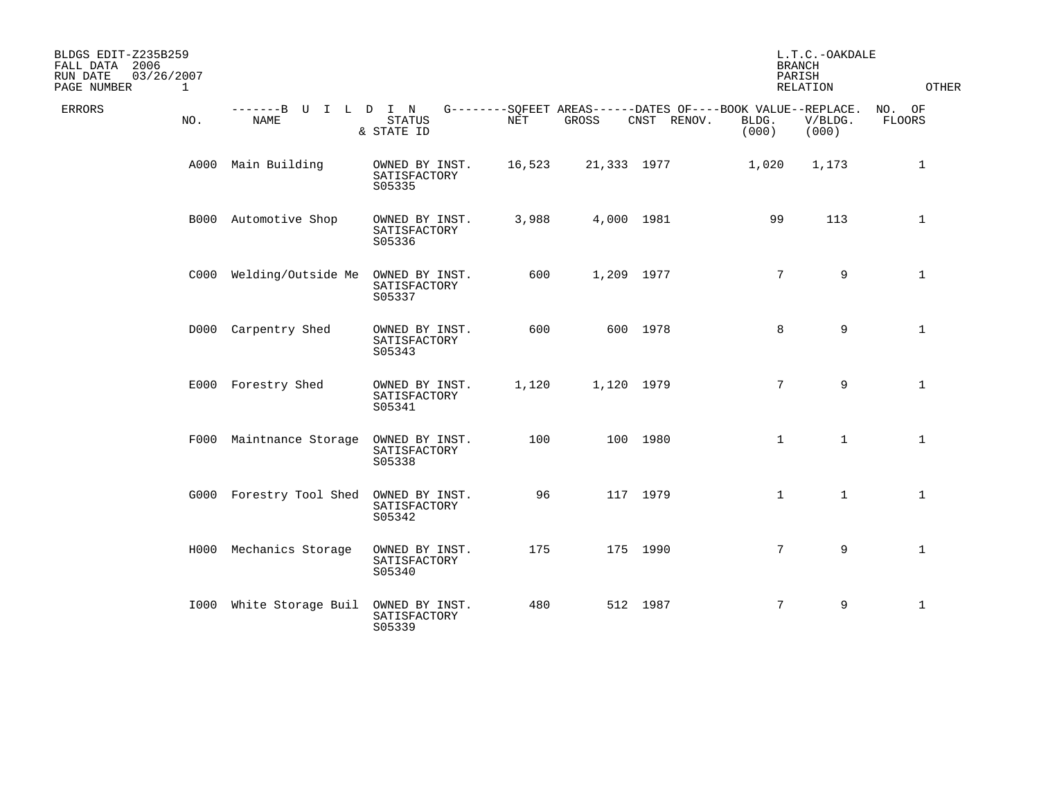BLDGS EDIT-Z235B259
FALL DATA 2006
RUN DATE 03/26/2007
PAGE NUMBER 1

L.T.C.-OAKDALE
BRANCH
PARISH
RELATION

| ERRORS | NO. | BUILDING NAME | STATUS & STATE ID | SQFEET AREAS NET | SQFEET AREAS GROSS | DATES OF CNST | DATES OF RENOV. | BOOK VALUE BLDG. (000) | REPLACE. V/BLDG. (000) | OTHER NO. OF FLOORS |
|---|---|---|---|---|---|---|---|---|---|---|
| | A000 | Main Building | OWNED BY INST. SATISFACTORY S05335 | 16,523 | 21,333 | 1977 | | 1,020 | 1,173 | 1 |
| | B000 | Automotive Shop | OWNED BY INST. SATISFACTORY S05336 | 3,988 | 4,000 | 1981 | | 99 | 113 | 1 |
| | C000 | Welding/Outside Me | OWNED BY INST. SATISFACTORY S05337 | 600 | 1,209 | 1977 | | 7 | 9 | 1 |
| | D000 | Carpentry Shed | OWNED BY INST. SATISFACTORY S05343 | 600 | 600 | 1978 | | 8 | 9 | 1 |
| | E000 | Forestry Shed | OWNED BY INST. SATISFACTORY S05341 | 1,120 | 1,120 | 1979 | | 7 | 9 | 1 |
| | F000 | Maintnance Storage | OWNED BY INST. SATISFACTORY S05338 | 100 | 100 | 1980 | | 1 | 1 | 1 |
| | G000 | Forestry Tool Shed | OWNED BY INST. SATISFACTORY S05342 | 96 | 117 | 1979 | | 1 | 1 | 1 |
| | H000 | Mechanics Storage | OWNED BY INST. SATISFACTORY S05340 | 175 | 175 | 1990 | | 7 | 9 | 1 |
| | I000 | White Storage Buil | OWNED BY INST. SATISFACTORY S05339 | 480 | 512 | 1987 | | 7 | 9 | 1 |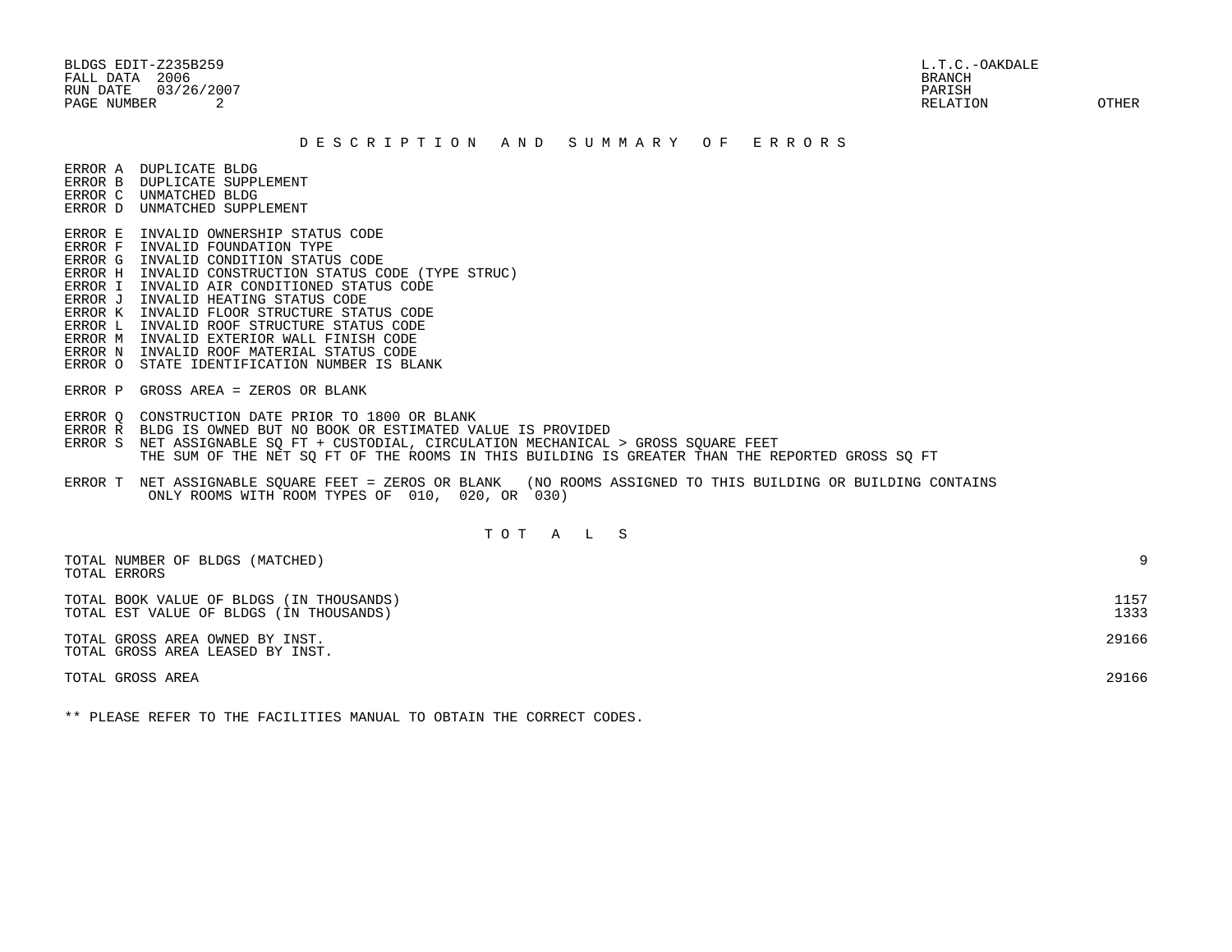BLDGS EDIT-Z235B259
FALL DATA 2006
RUN DATE 03/26/2007
PAGE NUMBER 2

L.T.C.-OAKDALE
BRANCH
PARISH
RELATION OTHER

## D E S C R I P T I O N   A N D   S U M M A R Y   O F   E R R O R S

ERROR A  DUPLICATE BLDG
ERROR B  DUPLICATE SUPPLEMENT
ERROR C  UNMATCHED BLDG
ERROR D  UNMATCHED SUPPLEMENT

ERROR E  INVALID OWNERSHIP STATUS CODE
ERROR F  INVALID FOUNDATION TYPE
ERROR G  INVALID CONDITION STATUS CODE
ERROR H  INVALID CONSTRUCTION STATUS CODE (TYPE STRUC)
ERROR I  INVALID AIR CONDITIONED STATUS CODE
ERROR J  INVALID HEATING STATUS CODE
ERROR K  INVALID FLOOR STRUCTURE STATUS CODE
ERROR L  INVALID ROOF STRUCTURE STATUS CODE
ERROR M  INVALID EXTERIOR WALL FINISH CODE
ERROR N  INVALID ROOF MATERIAL STATUS CODE
ERROR O  STATE IDENTIFICATION NUMBER IS BLANK

ERROR P  GROSS AREA = ZEROS OR BLANK

ERROR Q  CONSTRUCTION DATE PRIOR TO 1800 OR BLANK
ERROR R  BLDG IS OWNED BUT NO BOOK OR ESTIMATED VALUE IS PROVIDED
ERROR S  NET ASSIGNABLE SQ FT + CUSTODIAL, CIRCULATION MECHANICAL > GROSS SQUARE FEET
THE SUM OF THE NET SQ FT OF THE ROOMS IN THIS BUILDING IS GREATER THAN THE REPORTED GROSS SQ FT

ERROR T  NET ASSIGNABLE SQUARE FEET = ZEROS OR BLANK   (NO ROOMS ASSIGNED TO THIS BUILDING OR BUILDING CONTAINS ONLY ROOMS WITH ROOM TYPES OF 010, 020, OR 030)

## T O T A L S

| | |
|---|---|
| TOTAL NUMBER OF BLDGS (MATCHED) | 9 |
| TOTAL ERRORS | |
| TOTAL BOOK VALUE OF BLDGS (IN THOUSANDS) | 1157 |
| TOTAL EST VALUE OF BLDGS (IN THOUSANDS) | 1333 |
| TOTAL GROSS AREA OWNED BY INST. | 29166 |
| TOTAL GROSS AREA LEASED BY INST. | |
| TOTAL GROSS AREA | 29166 |

** PLEASE REFER TO THE FACILITIES MANUAL TO OBTAIN THE CORRECT CODES.